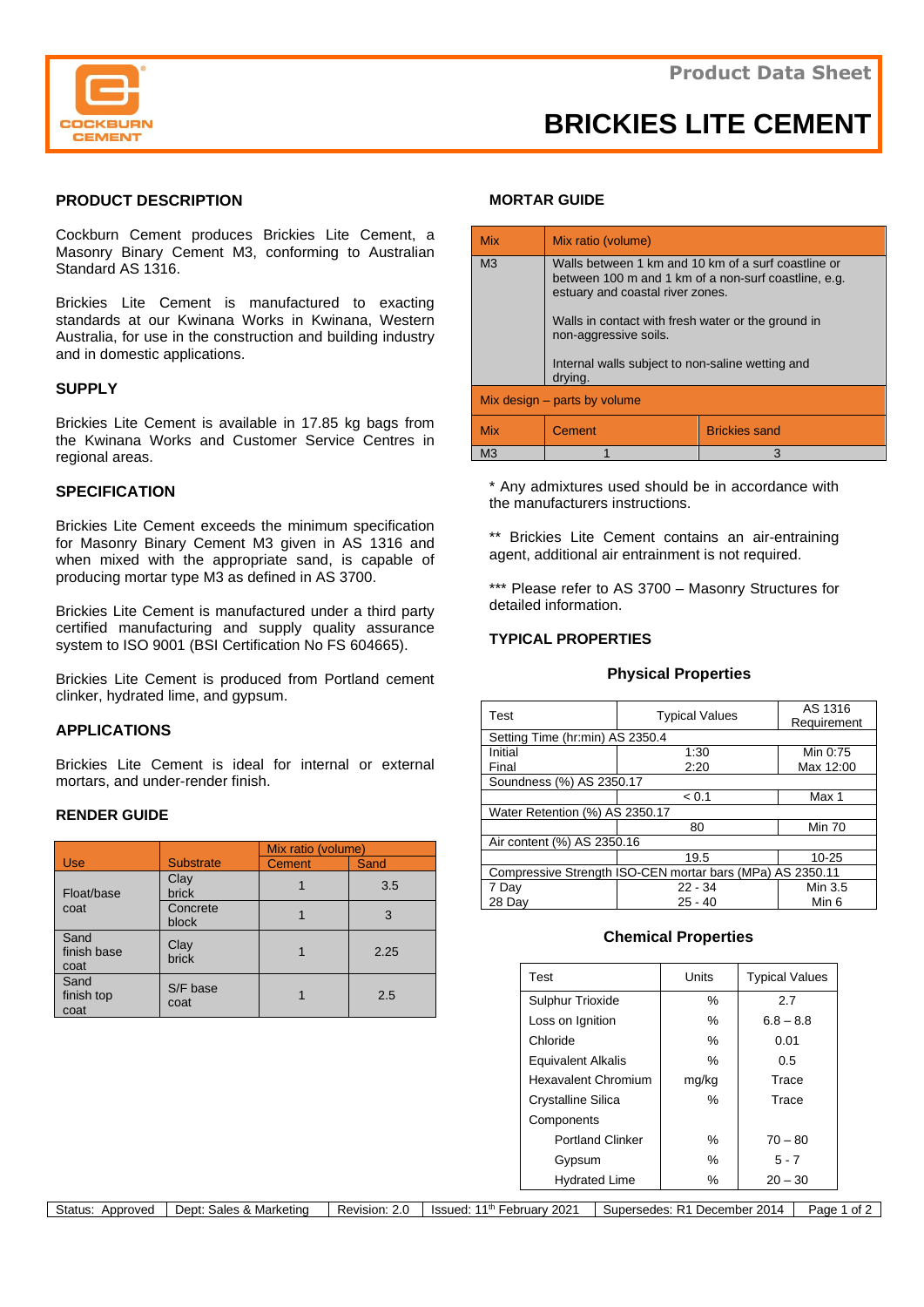Product Data Sheet

# BRICKIES LITE CEMENT

## PRODUCT DESCRIPTION

Cockburn Cement produces Brickies Lite Cement, a Masonry Binary Cement M3, conforming to Australian Standard AS 1316.

Brickies Lite Cement is manufactured to exacting standards at our Kwinana Works in Kwinana, Western Australia, for use in the construction and building industry and in domestic applications.

## SUPPLY

Brickies Lite Cement is available in 17.85 kg bags from the Kwinana Works and Customer Service Centres in regional areas.

## SPECIFICATION

Brickies Lite Cement exceeds the minimum specification for Masonry Binary Cement M3 given in AS 1316 and when mixed with the appropriate sand, is capable of producing mortar type M3 as defined in AS 3700.

Brickies Lite Cement is manufactured under a third party certified manufacturing and supply quality assurance system to ISO 9001 (BSI Certification No FS 604665).

Brickies Lite Cement is produced from Portland cement clinker, hydrated lime, and gypsum.

## APPLICATIONS

Brickies Lite Cement is ideal for internal or external mortars, and under-render finish.

## RENDER GUIDE

| Use | Substrate | Mix ratio (volume) | |
|---|---|---|---|
| | | Cement | Sand |
| Float/base coat | Clay brick | 1 | 3.5 |
| | Concrete block | 1 | 3 |
| Sand finish base coat | Clay brick | 1 | 2.25 |
| Sand finish top coat | S/F base coat | 1 | 2.5 |

## MORTAR GUIDE

| Mix | Mix ratio (volume) | |
|---|---|---|
| M3 | Walls between 1 km and 10 km of a surf coastline or between 100 m and 1 km of a non-surf coastline, e.g. estuary and coastal river zones.<br><br>Walls in contact with fresh water or the ground in non-aggressive soils.<br><br>Internal walls subject to non-saline wetting and drying. | |
| Mix design – parts by volume | | |
| Mix | Cement | Brickies sand |
| M3 | 1 | 3 |

\* Any admixtures used should be in accordance with the manufacturers instructions.

\** Brickies Lite Cement contains an air-entraining agent, additional air entrainment is not required.

\*** Please refer to AS 3700 – Masonry Structures for detailed information.

## TYPICAL PROPERTIES

### Physical Properties

| Test | Typical Values | AS 1316 Requirement |
|---|---|---|
| Setting Time (hr:min) AS 2350.4 | | |
| Initial | 1:30 | Min 0:75 |
| Final | 2:20 | Max 12:00 |
| Soundness (%) AS 2350.17 | | |
| | < 0.1 | Max 1 |
| Water Retention (%) AS 2350.17 | | |
| | 80 | Min 70 |
| Air content (%) AS 2350.16 | | |
| | 19.5 | 10-25 |
| Compressive Strength ISO-CEN mortar bars (MPa) AS 2350.11 | | |
| 7 Day | 22 - 34 | Min 3.5 |
| 28 Day | 25 - 40 | Min 6 |

### Chemical Properties

| Test | Units | Typical Values |
|---|---|---|
| Sulphur Trioxide | % | 2.7 |
| Loss on Ignition | % | 6.8 – 8.8 |
| Chloride | % | 0.01 |
| Equivalent Alkalis | % | 0.5 |
| Hexavalent Chromium | mg/kg | Trace |
| Crystalline Silica | % | Trace |
| Components | | |
| Portland Clinker | % | 70 – 80 |
| Gypsum | % | 5 - 7 |
| Hydrated Lime | % | 20 – 30 |

| Status: Approved | Dept: Sales & Marketing | Revision: 2.0 | Issued: 11th February 2021 | Supersedes: R1 December 2014 |
|---|---|---|---|---|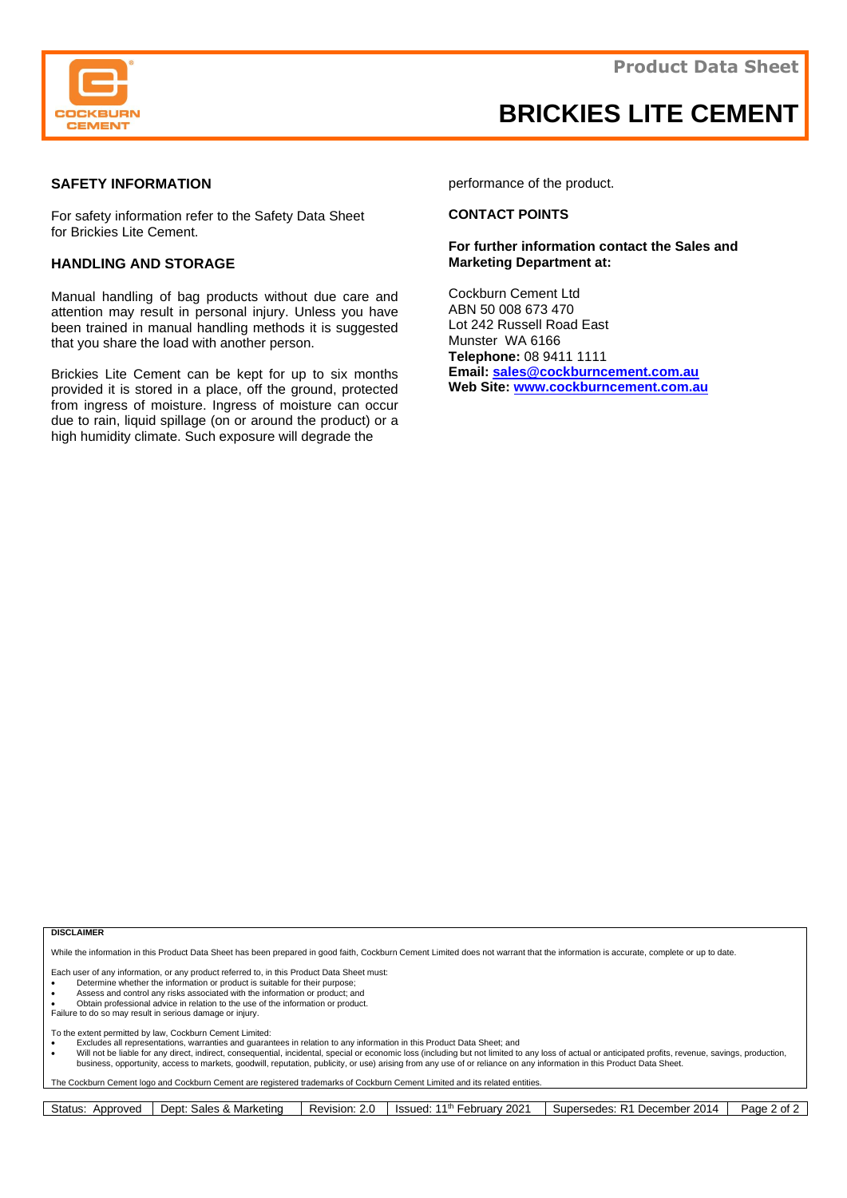## SAFETY INFORMATION

For safety information refer to the Safety Data Sheet for Brickies Lite Cement.

## HANDLING AND STORAGE

Manual handling of bag products without due care and attention may result in personal injury. Unless you have been trained in manual handling methods it is suggested that you share the load with another person.

Brickies Lite Cement can be kept for up to six months provided it is stored in a place, off the ground, protected from ingress of moisture. Ingress of moisture can occur due to rain, liquid spillage (on or around the product) or a high humidity climate. Such exposure will degrade the performance of the product.

## CONTACT POINTS

**For further information contact the Sales and Marketing Department at:**

Cockburn Cement Ltd
ABN 50 008 673 470
Lot 242 Russell Road East
Munster WA 6166
**Telephone:** 08 9411 1111
**Email:** sales@cockburncement.com.au
**Web Site:** www.cockburncement.com.au

**DISCLAIMER**

While the information in this Product Data Sheet has been prepared in good faith, Cockburn Cement Limited does not warrant that the information is accurate, complete or up to date.

Each user of any information, or any product referred to, in this Product Data Sheet must:

- Determine whether the information or product is suitable for their purpose;
- Assess and control any risks associated with the information or product; and
- Obtain professional advice in relation to the use of the information or product.

Failure to do so may result in serious damage or injury.

To the extent permitted by law, Cockburn Cement Limited:

- Excludes all representations, warranties and guarantees in relation to any information in this Product Data Sheet; and
- Will not be liable for any direct, indirect, consequential, incidental, special or economic loss (including but not limited to any loss of actual or anticipated profits, revenue, savings, production, business, opportunity, access to markets, goodwill, reputation, publicity, or use) arising from any use of or reliance on any information in this Product Data Sheet.

The Cockburn Cement logo and Cockburn Cement are registered trademarks of Cockburn Cement Limited and its related entities.

| | | | | |
|---|---|---|---|---|
| Status: Approved | Dept: Sales & Marketing | Revision: 2.0 | Issued: 11th February 2021 | Supersedes: R1 December 2014 |